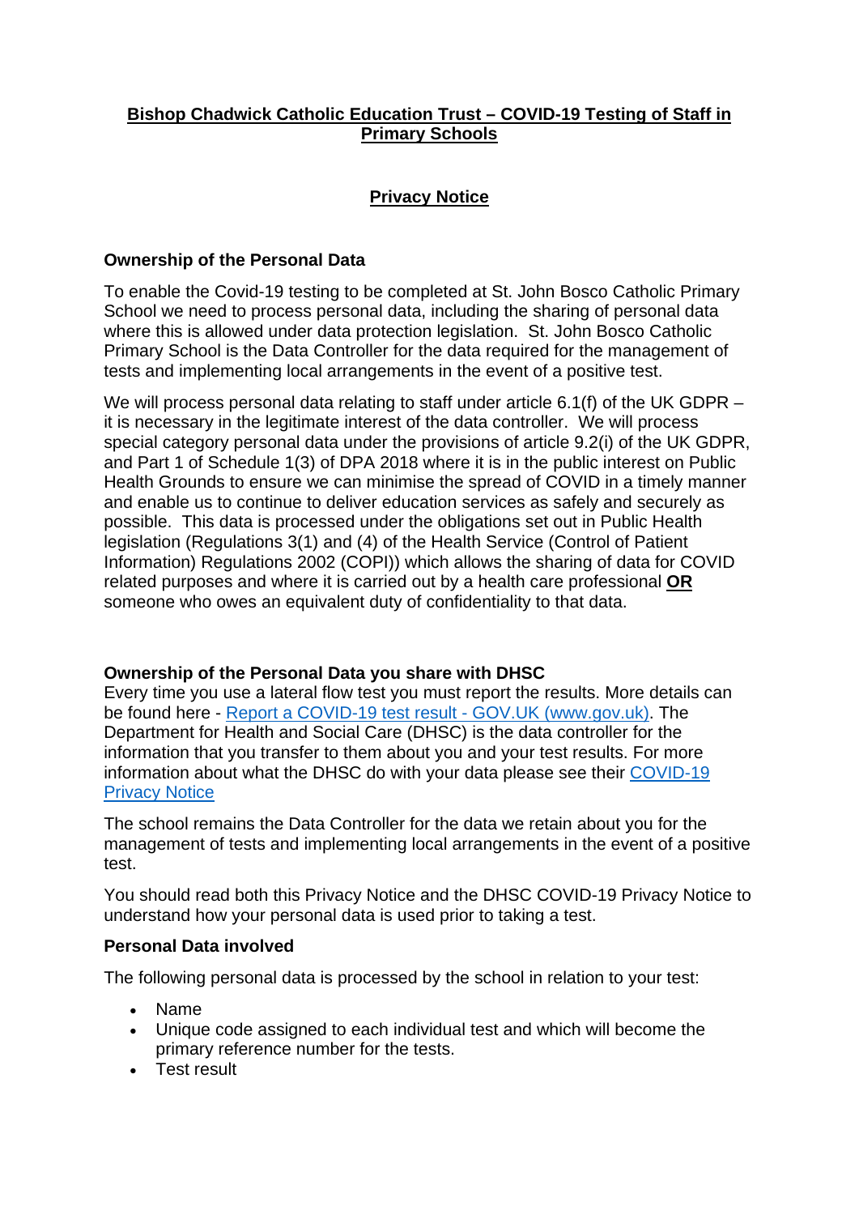# Bishop Chadwick Catholic Education Trust – COVID-19 Testing of Staff in Primary Schools

## Privacy Notice

### Ownership of the Personal Data

To enable the Covid-19 testing to be completed at St. John Bosco Catholic Primary School we need to process personal data, including the sharing of personal data where this is allowed under data protection legislation. St. John Bosco Catholic Primary School is the Data Controller for the data required for the management of tests and implementing local arrangements in the event of a positive test.

We will process personal data relating to staff under article 6.1(f) of the UK GDPR – it is necessary in the legitimate interest of the data controller. We will process special category personal data under the provisions of article 9.2(i) of the UK GDPR, and Part 1 of Schedule 1(3) of DPA 2018 where it is in the public interest on Public Health Grounds to ensure we can minimise the spread of COVID in a timely manner and enable us to continue to deliver education services as safely and securely as possible. This data is processed under the obligations set out in Public Health legislation (Regulations 3(1) and (4) of the Health Service (Control of Patient Information) Regulations 2002 (COPI)) which allows the sharing of data for COVID related purposes and where it is carried out by a health care professional **OR** someone who owes an equivalent duty of confidentiality to that data.

### Ownership of the Personal Data you share with DHSC

Every time you use a lateral flow test you must report the results. More details can be found here - [Report a COVID-19 test result - GOV.UK (www.gov.uk)](). The Department for Health and Social Care (DHSC) is the data controller for the information that you transfer to them about you and your test results. For more information about what the DHSC do with your data please see their [COVID-19 Privacy Notice]()

The school remains the Data Controller for the data we retain about you for the management of tests and implementing local arrangements in the event of a positive test.

You should read both this Privacy Notice and the DHSC COVID-19 Privacy Notice to understand how your personal data is used prior to taking a test.

### Personal Data involved

The following personal data is processed by the school in relation to your test:

- Name
- Unique code assigned to each individual test and which will become the primary reference number for the tests.
- Test result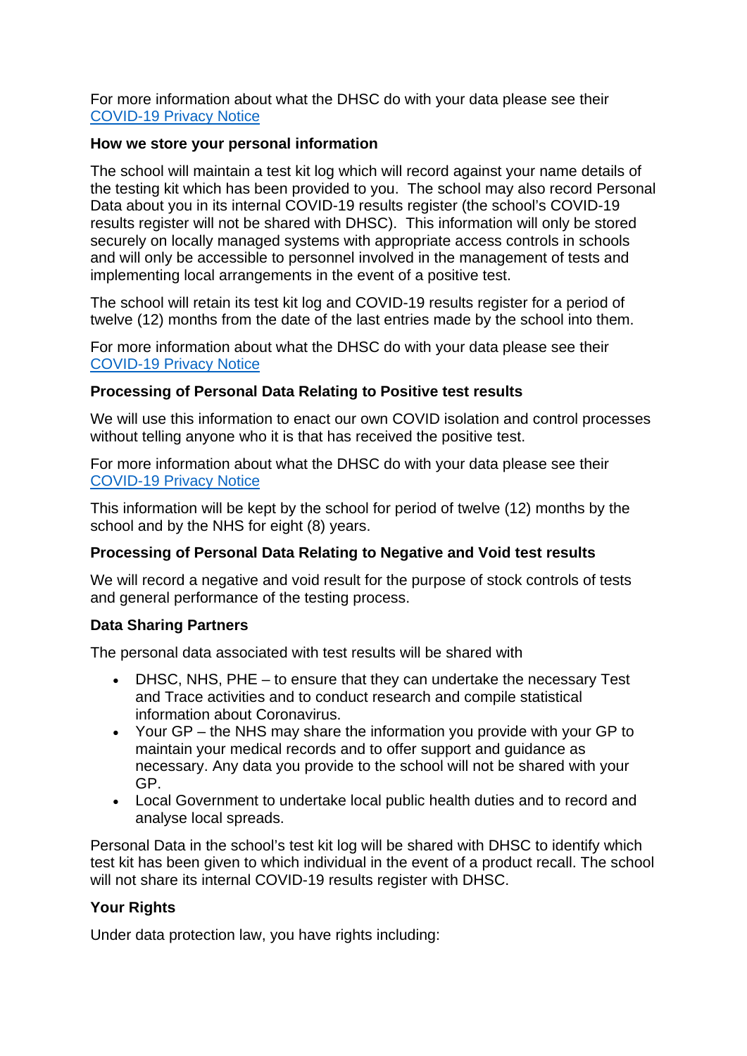For more information about what the DHSC do with your data please see their [COVID-19 Privacy Notice]

**How we store your personal information**

The school will maintain a test kit log which will record against your name details of the testing kit which has been provided to you. The school may also record Personal Data about you in its internal COVID-19 results register (the school's COVID-19 results register will not be shared with DHSC). This information will only be stored securely on locally managed systems with appropriate access controls in schools and will only be accessible to personnel involved in the management of tests and implementing local arrangements in the event of a positive test.

The school will retain its test kit log and COVID-19 results register for a period of twelve (12) months from the date of the last entries made by the school into them.

For more information about what the DHSC do with your data please see their [COVID-19 Privacy Notice]

**Processing of Personal Data Relating to Positive test results**

We will use this information to enact our own COVID isolation and control processes without telling anyone who it is that has received the positive test.

For more information about what the DHSC do with your data please see their [COVID-19 Privacy Notice]

This information will be kept by the school for period of twelve (12) months by the school and by the NHS for eight (8) years.

**Processing of Personal Data Relating to Negative and Void test results**

We will record a negative and void result for the purpose of stock controls of tests and general performance of the testing process.

**Data Sharing Partners**

The personal data associated with test results will be shared with

- DHSC, NHS, PHE – to ensure that they can undertake the necessary Test and Trace activities and to conduct research and compile statistical information about Coronavirus.
- Your GP – the NHS may share the information you provide with your GP to maintain your medical records and to offer support and guidance as necessary. Any data you provide to the school will not be shared with your GP.
- Local Government to undertake local public health duties and to record and analyse local spreads.

Personal Data in the school's test kit log will be shared with DHSC to identify which test kit has been given to which individual in the event of a product recall. The school will not share its internal COVID-19 results register with DHSC.

**Your Rights**

Under data protection law, you have rights including: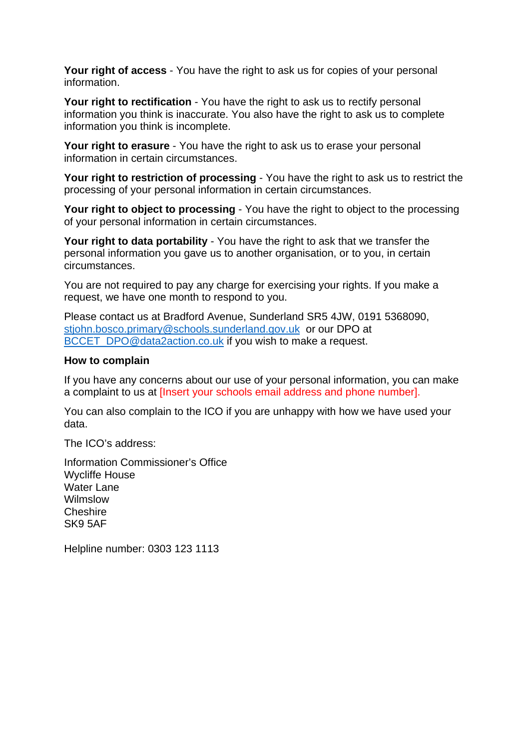**Your right of access** - You have the right to ask us for copies of your personal information.

**Your right to rectification** - You have the right to ask us to rectify personal information you think is inaccurate. You also have the right to ask us to complete information you think is incomplete.

**Your right to erasure** - You have the right to ask us to erase your personal information in certain circumstances.

**Your right to restriction of processing** - You have the right to ask us to restrict the processing of your personal information in certain circumstances.

**Your right to object to processing** - You have the right to object to the processing of your personal information in certain circumstances.

**Your right to data portability** - You have the right to ask that we transfer the personal information you gave us to another organisation, or to you, in certain circumstances.

You are not required to pay any charge for exercising your rights. If you make a request, we have one month to respond to you.

Please contact us at Bradford Avenue, Sunderland SR5 4JW, 0191 5368090, stjohn.bosco.primary@schools.sunderland.gov.uk or our DPO at BCCET_DPO@data2action.co.uk if you wish to make a request.

**How to complain**

If you have any concerns about our use of your personal information, you can make a complaint to us at [Insert your schools email address and phone number].

You can also complain to the ICO if you are unhappy with how we have used your data.

The ICO's address:

Information Commissioner's Office
Wycliffe House
Water Lane
Wilmslow
Cheshire
SK9 5AF

Helpline number: 0303 123 1113